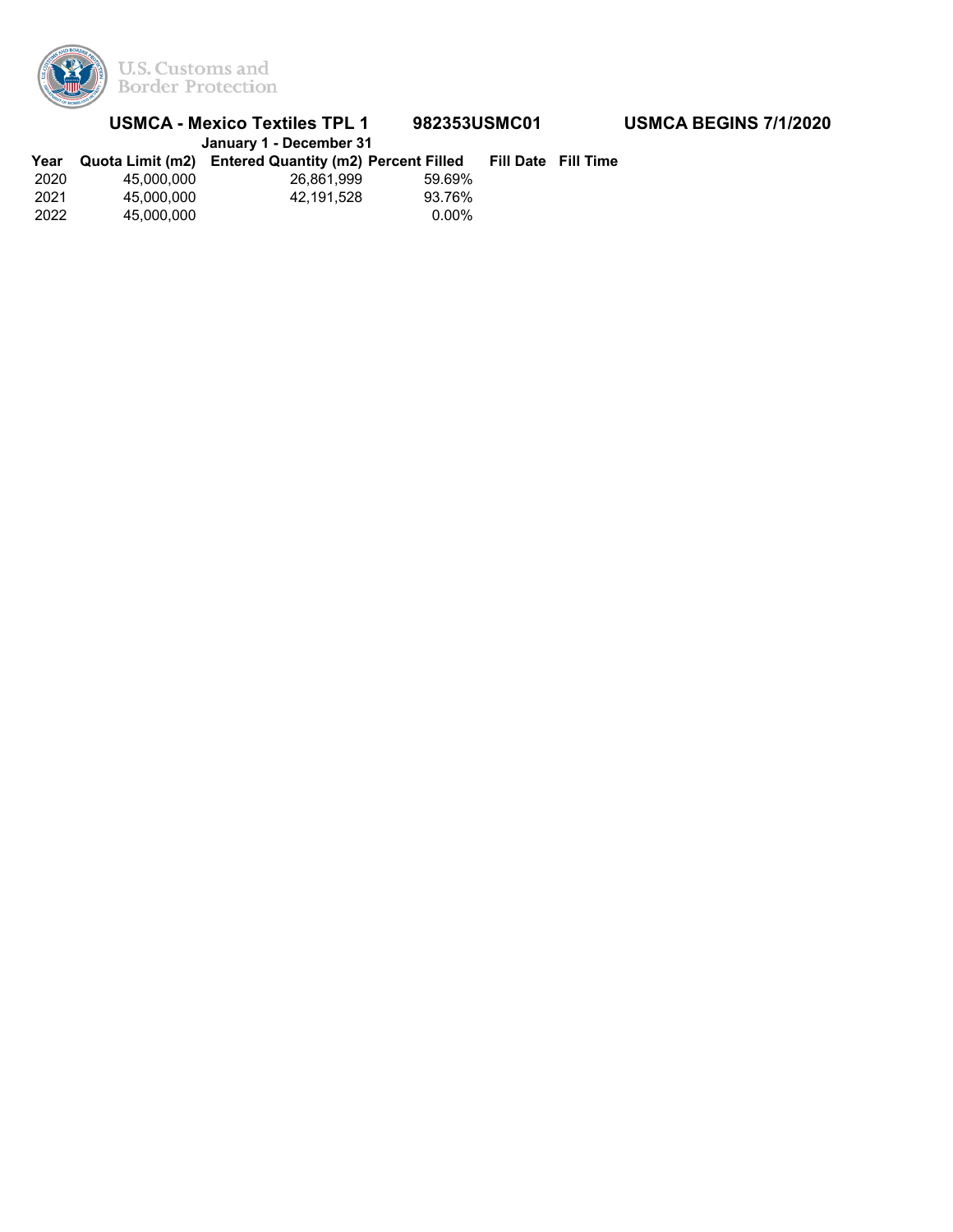U.S. Customs and Border Protection

## USMCA - Mexico Textiles TPL 1 982353USMC01 USMCA BEGINS 7/1/2020

**January 1 - December 31**

| Year | Quota Limit (m2) | Entered Quantity (m2) | Percent Filled | Fill Date | Fill Time |
|---|---|---|---|---|---|
| 2020 | 45,000,000 | 26,861,999 | 59.69% | | |
| 2021 | 45,000,000 | 42,191,528 | 93.76% | | |
| 2022 | 45,000,000 | | 0.00% | | |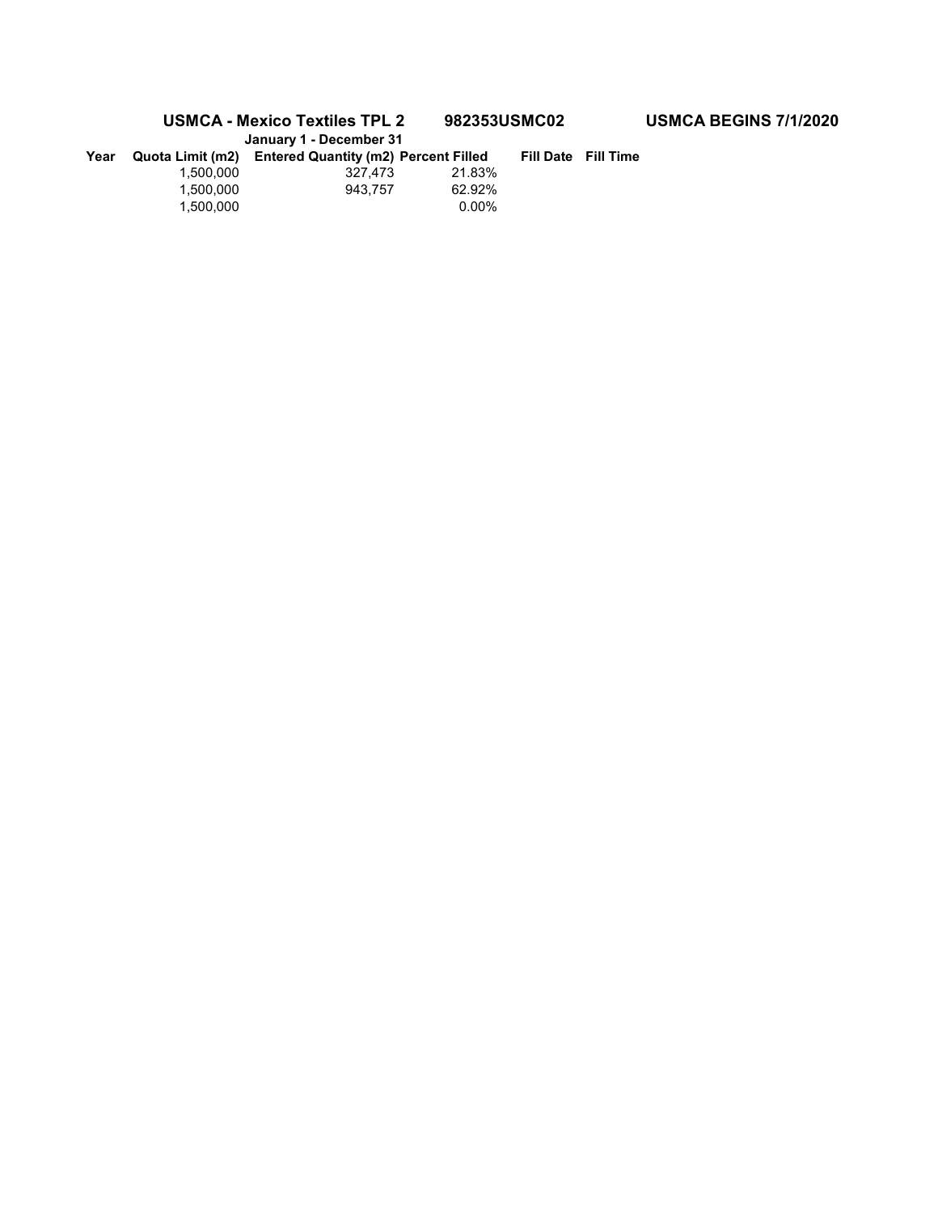**USMCA - Mexico Textiles TPL 2 982353USMC02 USMCA BEGINS 7/1/2020**

**January 1 - December 31**

| Year | Quota Limit (m2) | Entered Quantity (m2) | Percent Filled | Fill Date | Fill Time |
|---|---|---|---|---|---|
| | 1,500,000 | 327,473 | 21.83% | | |
| | 1,500,000 | 943,757 | 62.92% | | |
| | 1,500,000 | | 0.00% | | |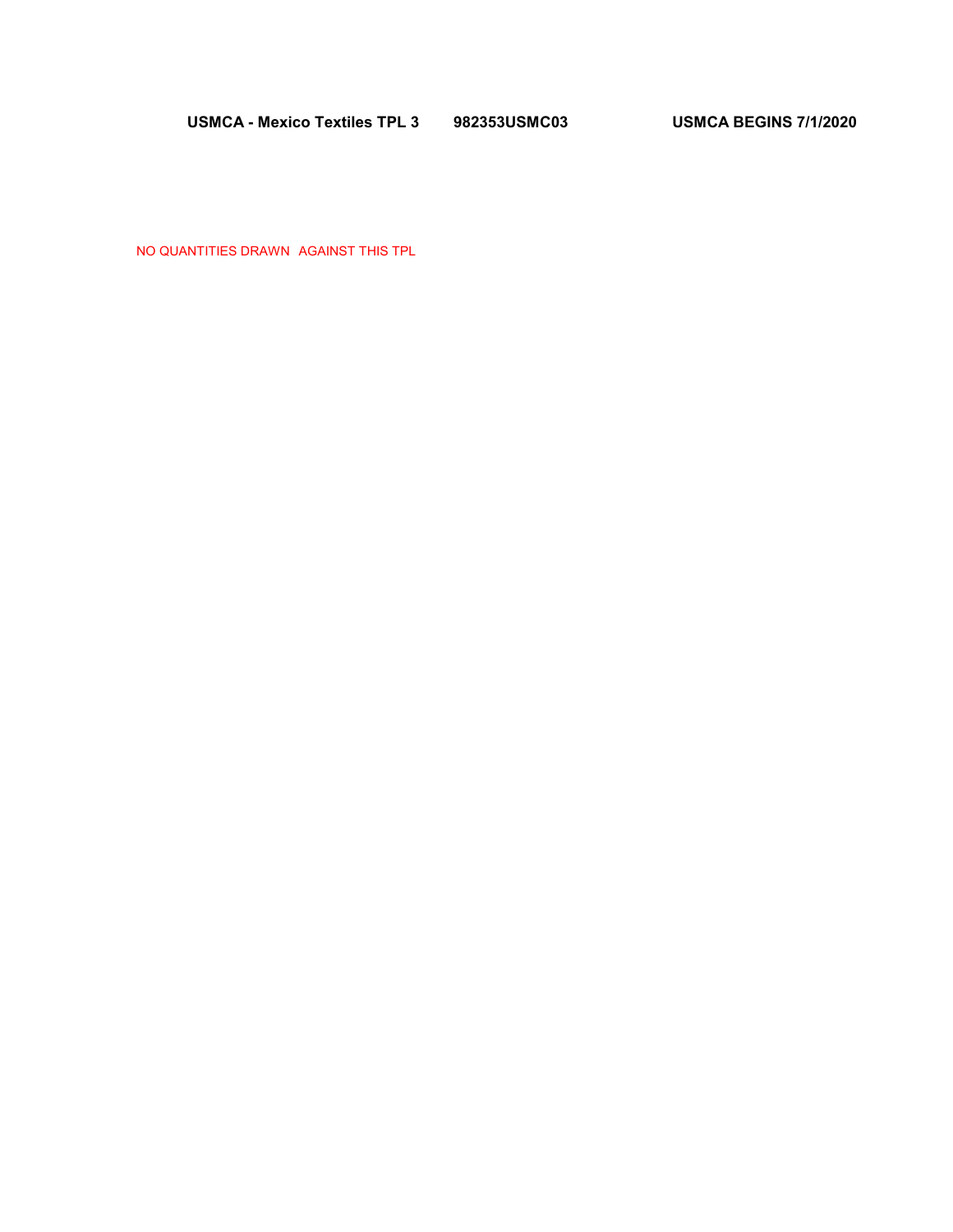**USMCA - Mexico Textiles TPL 3 982353USMC03 USMCA BEGINS 7/1/2020**

NO QUANTITIES DRAWN AGAINST THIS TPL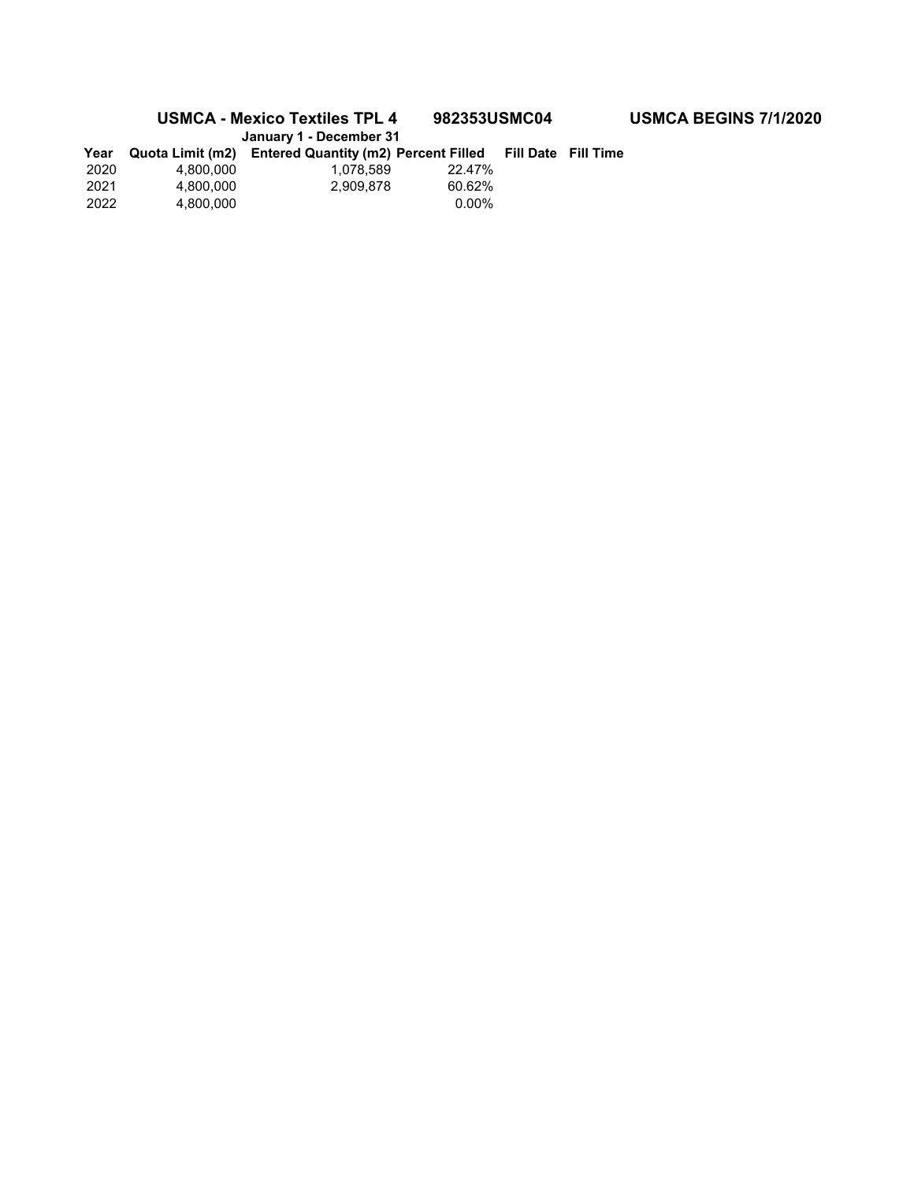**USMCA - Mexico Textiles TPL 4** **982353USMC04** **USMCA BEGINS 7/1/2020**

**January 1 - December 31**

| Year | Quota Limit (m2) | Entered Quantity (m2) | Percent Filled | Fill Date | Fill Time |
|---|---|---|---|---|---|
| 2020 | 4,800,000 | 1,078,589 | 22.47% | | |
| 2021 | 4,800,000 | 2,909,878 | 60.62% | | |
| 2022 | 4,800,000 | | 0.00% | | |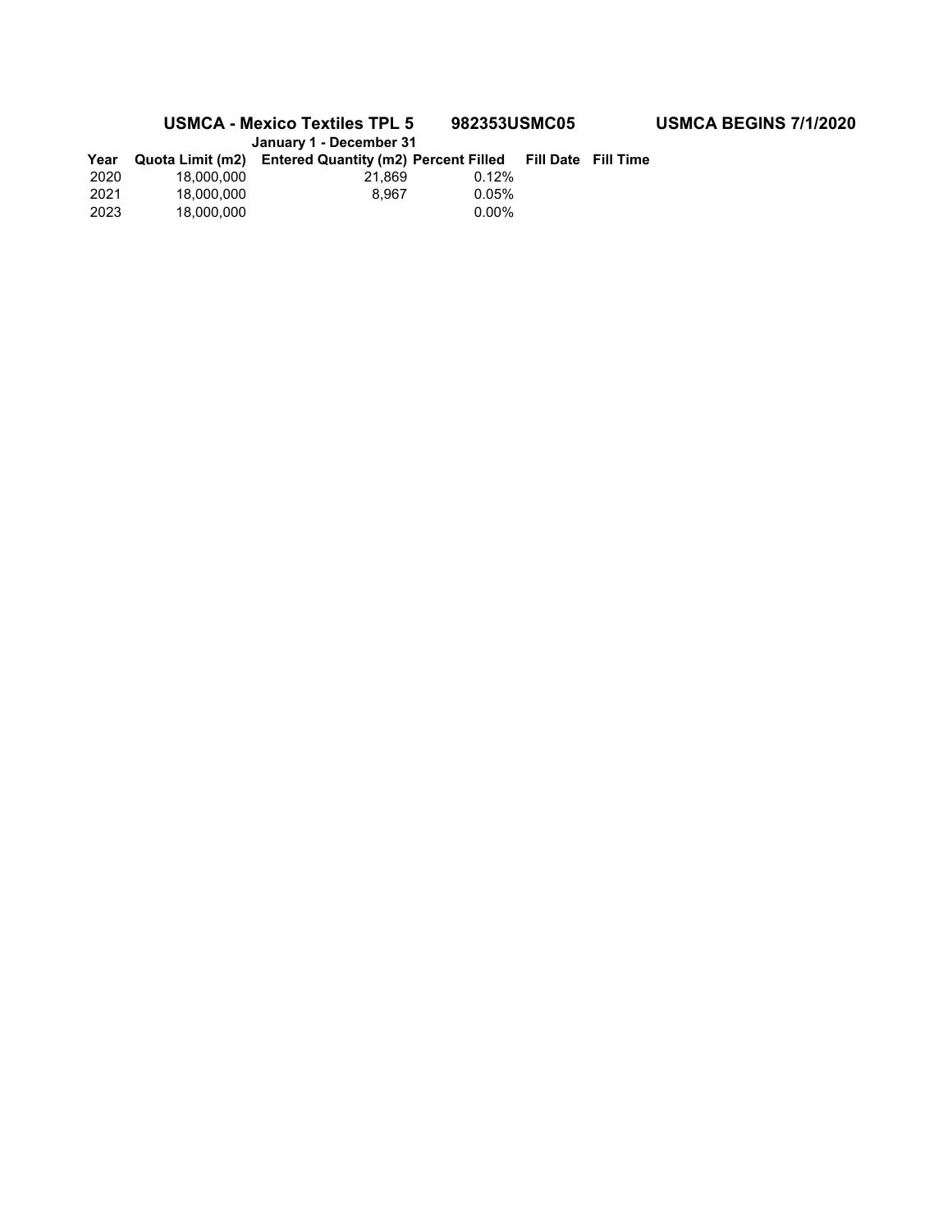**USMCA - Mexico Textiles TPL 5** **982353USMC05** **USMCA BEGINS 7/1/2020**

**January 1 - December 31**

| Year | Quota Limit (m2) | Entered Quantity (m2) | Percent Filled | Fill Date | Fill Time |
|---|---|---|---|---|---|
| 2020 | 18,000,000 | 21,869 | 0.12% | | |
| 2021 | 18,000,000 | 8,967 | 0.05% | | |
| 2023 | 18,000,000 | | 0.00% | | |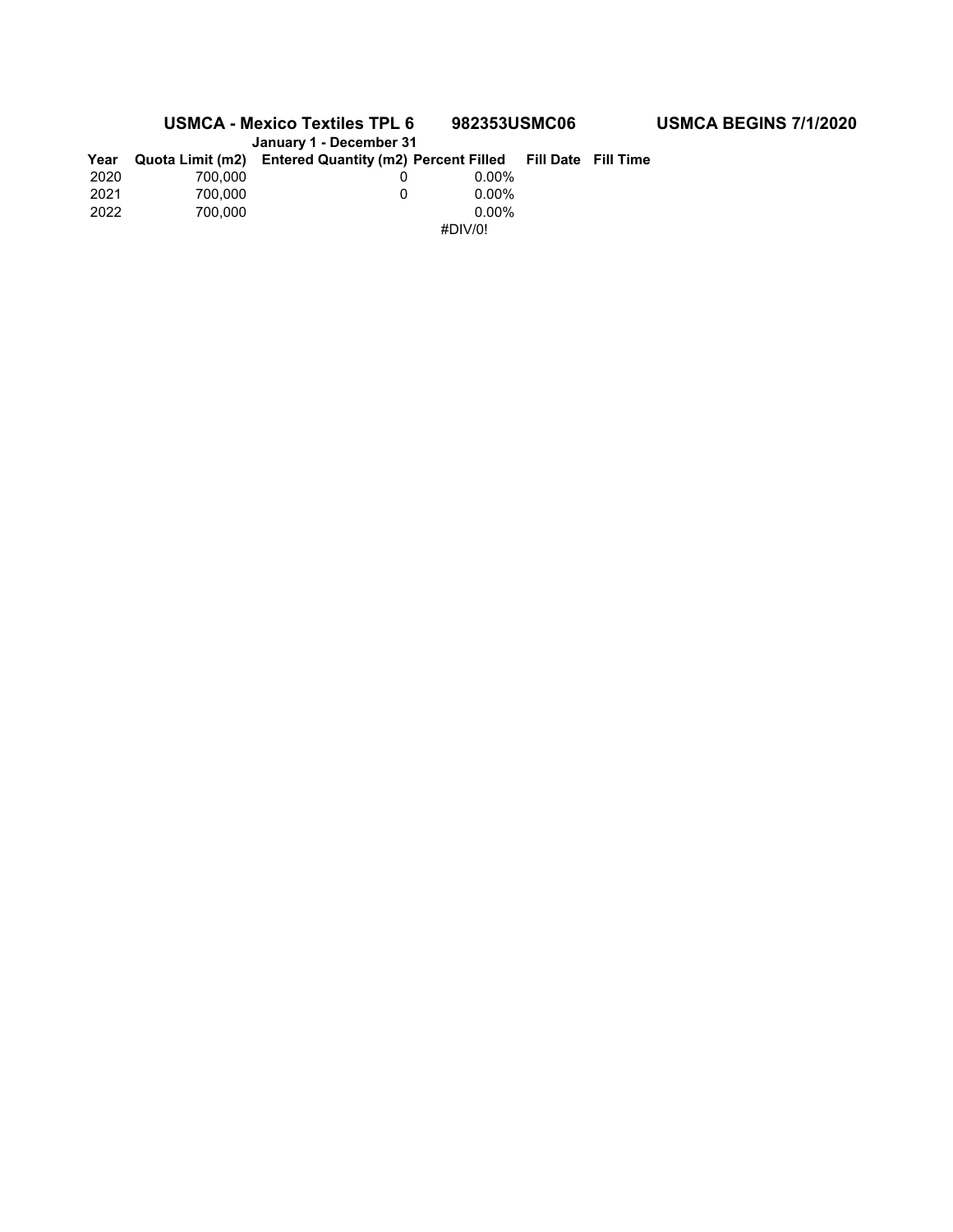## USMCA - Mexico Textiles TPL 6 982353USMC06 USMCA BEGINS 7/1/2020

**January 1 - December 31**

| Year | Quota Limit (m2) | Entered Quantity (m2) | Percent Filled | Fill Date | Fill Time |
|---|---|---|---|---|---|
| 2020 | 700,000 | 0 | 0.00% | | |
| 2021 | 700,000 | 0 | 0.00% | | |
| 2022 | 700,000 | | 0.00% | | |
| | | | #DIV/0! | | |